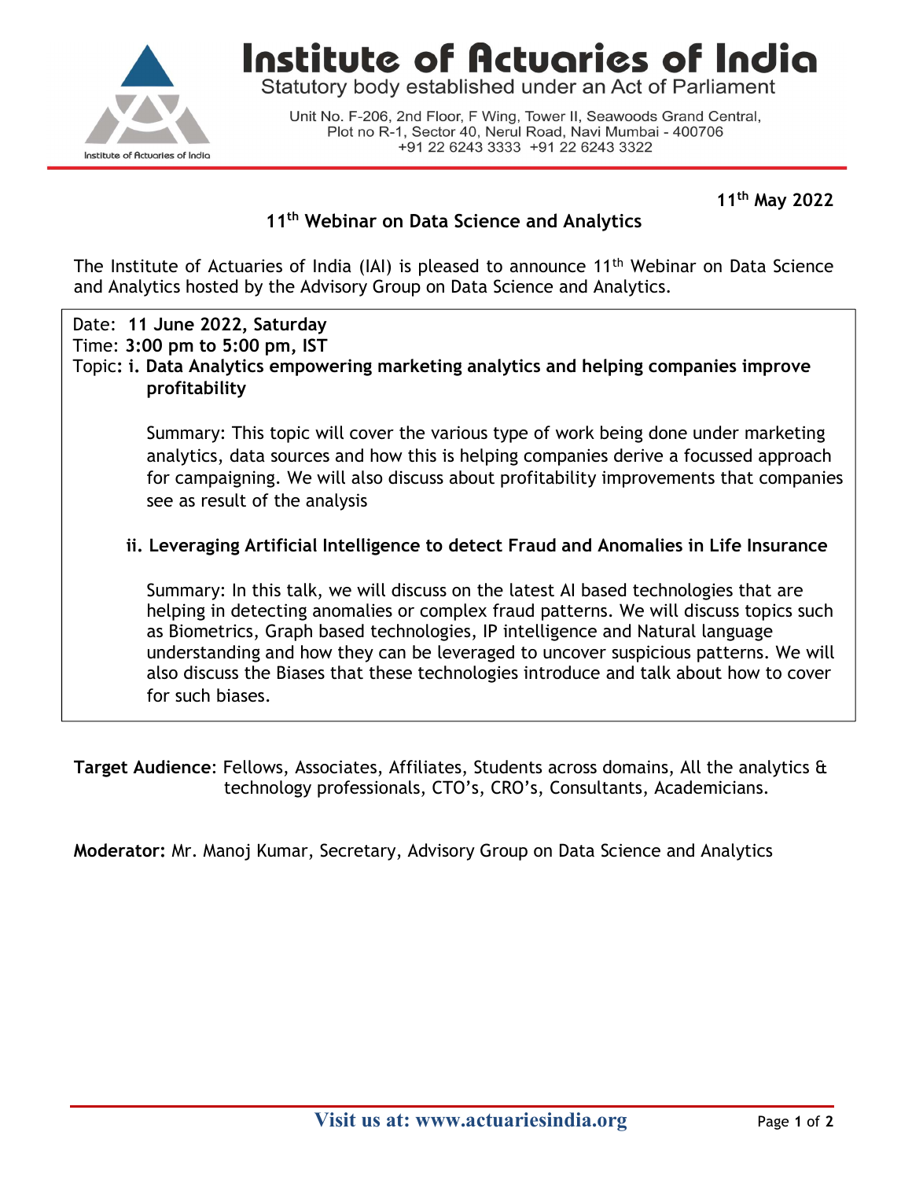# Institute of Actuaries of India

Statutory body established under an Act of Parliament

Unit No. F-206, 2nd Floor, F Wing, Tower II, Seawoods Grand Central, Plot no R-1, Sector 40, Nerul Road, Navi Mumbai - 400706
+91 22 6243 3333 +91 22 6243 3322

**11th May 2022**

## 11th Webinar on Data Science and Analytics

The Institute of Actuaries of India (IAI) is pleased to announce 11th Webinar on Data Science and Analytics hosted by the Advisory Group on Data Science and Analytics.

Date: **11 June 2022, Saturday**
Time: **3:00 pm to 5:00 pm, IST**
Topic**: i. Data Analytics empowering marketing analytics and helping companies improve profitability**

Summary: This topic will cover the various type of work being done under marketing analytics, data sources and how this is helping companies derive a focussed approach for campaigning. We will also discuss about profitability improvements that companies see as result of the analysis

**ii. Leveraging Artificial Intelligence to detect Fraud and Anomalies in Life Insurance**

Summary: In this talk, we will discuss on the latest AI based technologies that are helping in detecting anomalies or complex fraud patterns. We will discuss topics such as Biometrics, Graph based technologies, IP intelligence and Natural language understanding and how they can be leveraged to uncover suspicious patterns. We will also discuss the Biases that these technologies introduce and talk about how to cover for such biases.

**Target Audience**: Fellows, Associates, Affiliates, Students across domains, All the analytics & technology professionals, CTO's, CRO's, Consultants, Academicians.

**Moderator:** Mr. Manoj Kumar, Secretary, Advisory Group on Data Science and Analytics

Visit us at: www.actuariesindia.org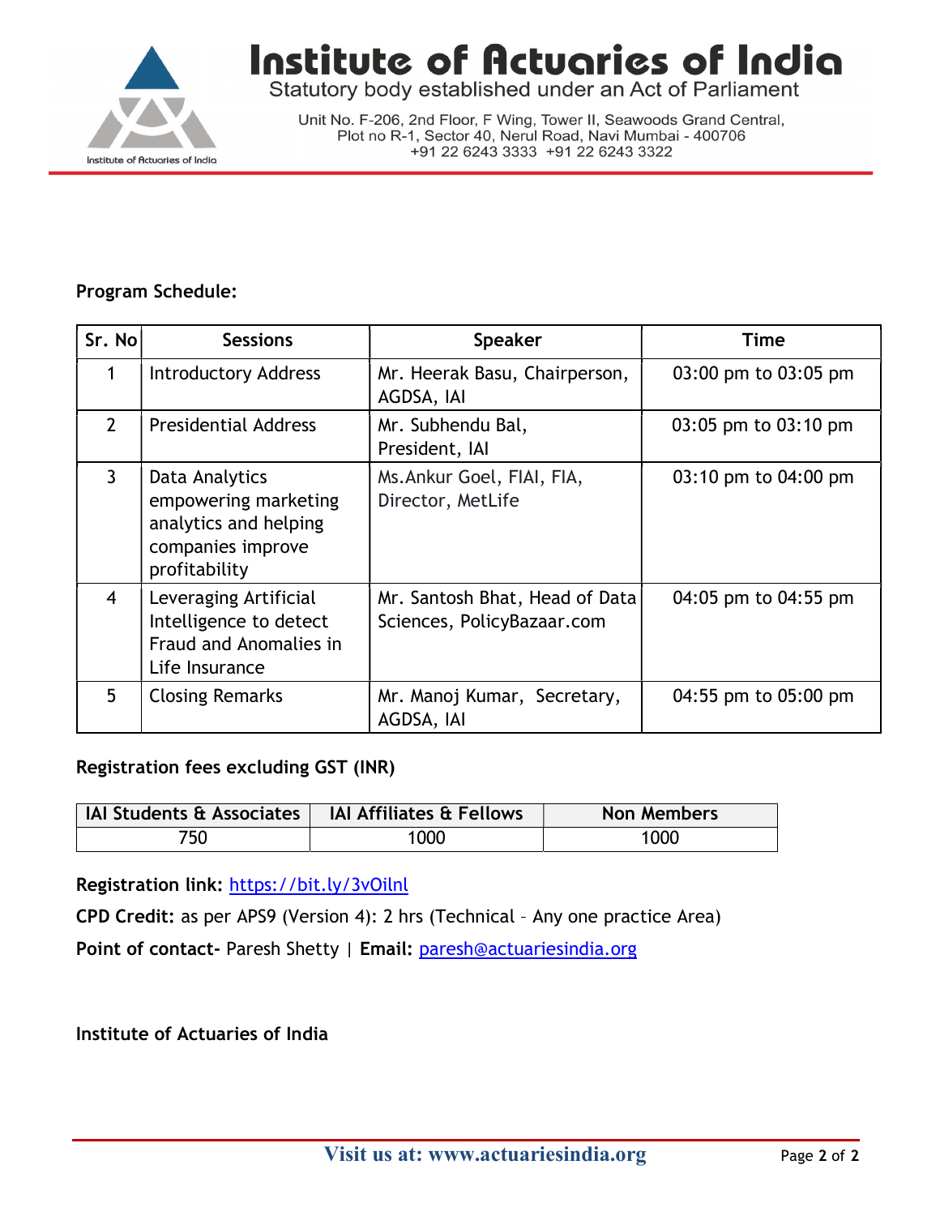# Institute of Actuaries of India

Statutory body established under an Act of Parliament

Unit No. F-206, 2nd Floor, F Wing, Tower II, Seawoods Grand Central, Plot no R-1, Sector 40, Nerul Road, Navi Mumbai - 400706
+91 22 6243 3333 +91 22 6243 3322

**Program Schedule:**

| Sr. No | Sessions | Speaker | Time |
|---|---|---|---|
| 1 | Introductory Address | Mr. Heerak Basu, Chairperson, AGDSA, IAI | 03:00 pm to 03:05 pm |
| 2 | Presidential Address | Mr. Subhendu Bal, President, IAI | 03:05 pm to 03:10 pm |
| 3 | Data Analytics empowering marketing analytics and helping companies improve profitability | Ms.Ankur Goel, FIAI, FIA, Director, MetLife | 03:10 pm to 04:00 pm |
| 4 | Leveraging Artificial Intelligence to detect Fraud and Anomalies in Life Insurance | Mr. Santosh Bhat, Head of Data Sciences, PolicyBazaar.com | 04:05 pm to 04:55 pm |
| 5 | Closing Remarks | Mr. Manoj Kumar, Secretary, AGDSA, IAI | 04:55 pm to 05:00 pm |

**Registration fees excluding GST (INR)**

| IAI Students & Associates | IAI Affiliates & Fellows | Non Members |
|---|---|---|
| 750 | 1000 | 1000 |

**Registration link:** https://bit.ly/3vOilnl

**CPD Credit:** as per APS9 (Version 4): 2 hrs (Technical – Any one practice Area)

**Point of contact-** Paresh Shetty | **Email:** paresh@actuariesindia.org

**Institute of Actuaries of India**

Visit us at: www.actuariesindia.org